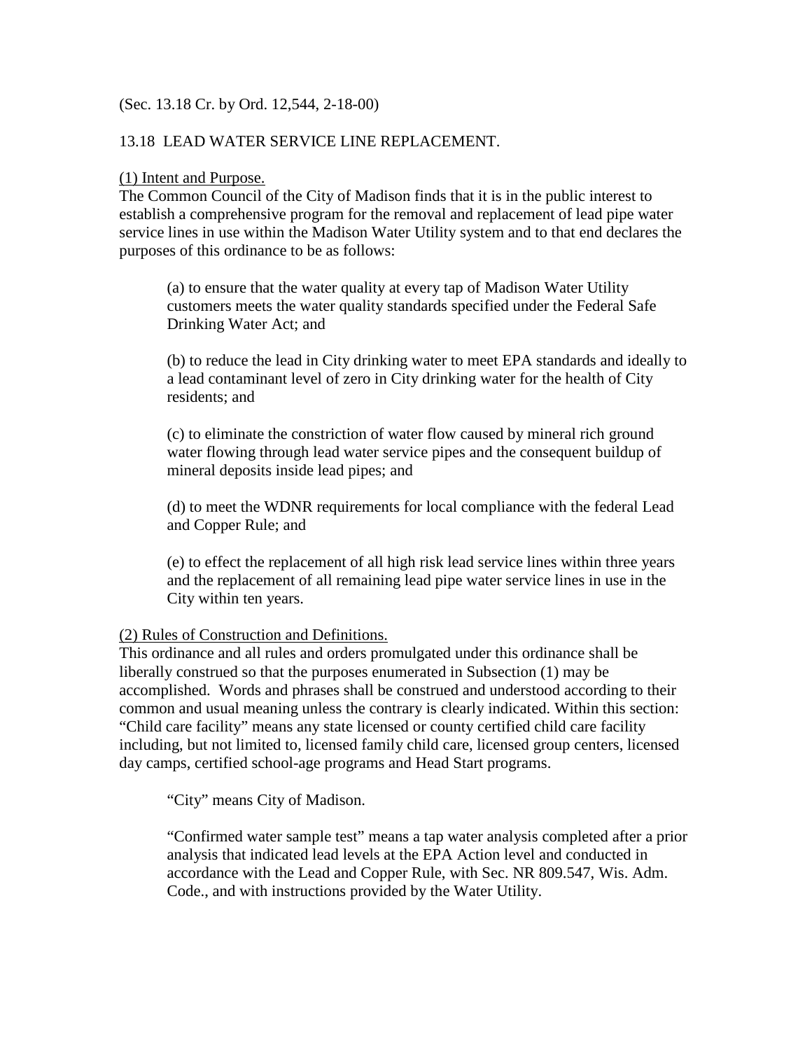(Sec. 13.18 Cr. by Ord. 12,544, 2-18-00)

## 13.18 LEAD WATER SERVICE LINE REPLACEMENT.

(1) Intent and Purpose.

The Common Council of the City of Madison finds that it is in the public interest to establish a comprehensive program for the removal and replacement of lead pipe water service lines in use within the Madison Water Utility system and to that end declares the purposes of this ordinance to be as follows:

> (a) to ensure that the water quality at every tap of Madison Water Utility customers meets the water quality standards specified under the Federal Safe Drinking Water Act; and
>
> (b) to reduce the lead in City drinking water to meet EPA standards and ideally to a lead contaminant level of zero in City drinking water for the health of City residents; and
>
> (c) to eliminate the constriction of water flow caused by mineral rich ground water flowing through lead water service pipes and the consequent buildup of mineral deposits inside lead pipes; and
>
> (d) to meet the WDNR requirements for local compliance with the federal Lead and Copper Rule; and
>
> (e) to effect the replacement of all high risk lead service lines within three years and the replacement of all remaining lead pipe water service lines in use in the City within ten years.

(2) Rules of Construction and Definitions.

This ordinance and all rules and orders promulgated under this ordinance shall be liberally construed so that the purposes enumerated in Subsection (1) may be accomplished. Words and phrases shall be construed and understood according to their common and usual meaning unless the contrary is clearly indicated. Within this section: "Child care facility" means any state licensed or county certified child care facility including, but not limited to, licensed family child care, licensed group centers, licensed day camps, certified school-age programs and Head Start programs.

> "City" means City of Madison.
>
> "Confirmed water sample test" means a tap water analysis completed after a prior analysis that indicated lead levels at the EPA Action level and conducted in accordance with the Lead and Copper Rule, with Sec. NR 809.547, Wis. Adm. Code., and with instructions provided by the Water Utility.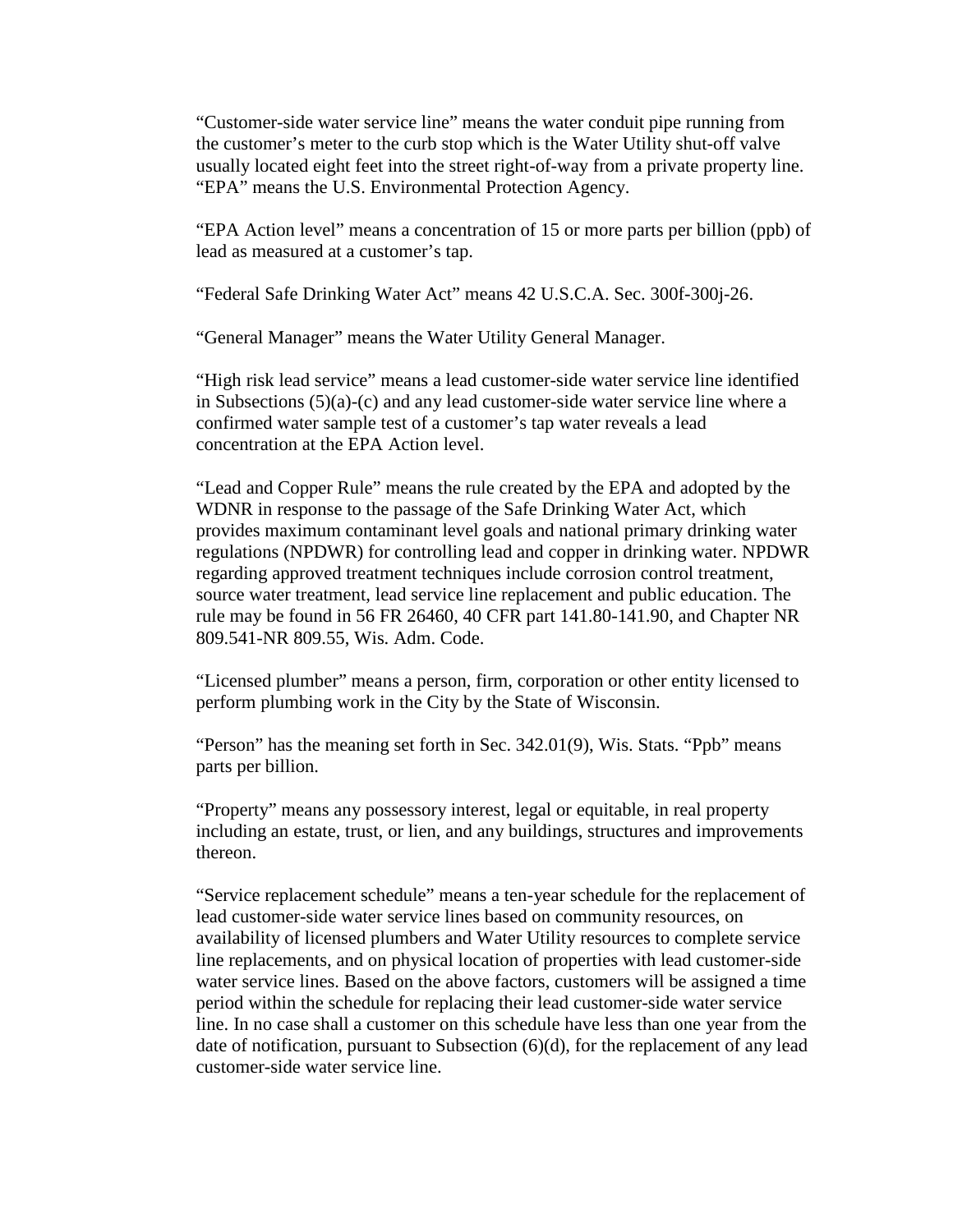"Customer-side water service line" means the water conduit pipe running from the customer's meter to the curb stop which is the Water Utility shut-off valve usually located eight feet into the street right-of-way from a private property line. "EPA" means the U.S. Environmental Protection Agency.

"EPA Action level" means a concentration of 15 or more parts per billion (ppb) of lead as measured at a customer's tap.

"Federal Safe Drinking Water Act" means 42 U.S.C.A. Sec. 300f-300j-26.

"General Manager" means the Water Utility General Manager.

"High risk lead service" means a lead customer-side water service line identified in Subsections (5)(a)-(c) and any lead customer-side water service line where a confirmed water sample test of a customer's tap water reveals a lead concentration at the EPA Action level.

"Lead and Copper Rule" means the rule created by the EPA and adopted by the WDNR in response to the passage of the Safe Drinking Water Act, which provides maximum contaminant level goals and national primary drinking water regulations (NPDWR) for controlling lead and copper in drinking water. NPDWR regarding approved treatment techniques include corrosion control treatment, source water treatment, lead service line replacement and public education. The rule may be found in 56 FR 26460, 40 CFR part 141.80-141.90, and Chapter NR 809.541-NR 809.55, Wis. Adm. Code.

"Licensed plumber" means a person, firm, corporation or other entity licensed to perform plumbing work in the City by the State of Wisconsin.

"Person" has the meaning set forth in Sec. 342.01(9), Wis. Stats. "Ppb" means parts per billion.

"Property" means any possessory interest, legal or equitable, in real property including an estate, trust, or lien, and any buildings, structures and improvements thereon.

"Service replacement schedule" means a ten-year schedule for the replacement of lead customer-side water service lines based on community resources, on availability of licensed plumbers and Water Utility resources to complete service line replacements, and on physical location of properties with lead customer-side water service lines. Based on the above factors, customers will be assigned a time period within the schedule for replacing their lead customer-side water service line. In no case shall a customer on this schedule have less than one year from the date of notification, pursuant to Subsection (6)(d), for the replacement of any lead customer-side water service line.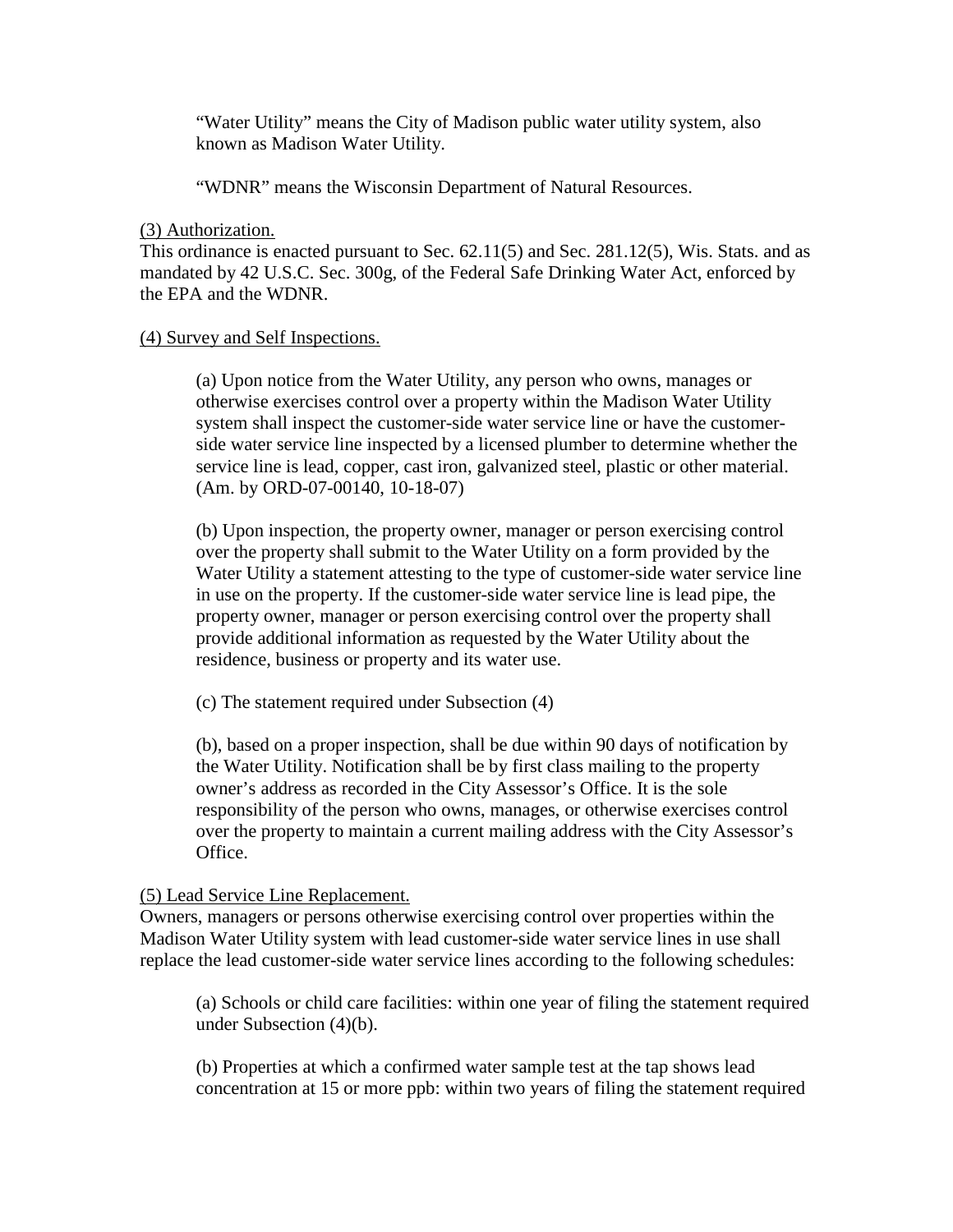"Water Utility" means the City of Madison public water utility system, also known as Madison Water Utility.

"WDNR" means the Wisconsin Department of Natural Resources.

(3) Authorization.

This ordinance is enacted pursuant to Sec. 62.11(5) and Sec. 281.12(5), Wis. Stats. and as mandated by 42 U.S.C. Sec. 300g, of the Federal Safe Drinking Water Act, enforced by the EPA and the WDNR.

(4) Survey and Self Inspections.

(a) Upon notice from the Water Utility, any person who owns, manages or otherwise exercises control over a property within the Madison Water Utility system shall inspect the customer-side water service line or have the customer-side water service line inspected by a licensed plumber to determine whether the service line is lead, copper, cast iron, galvanized steel, plastic or other material. (Am. by ORD-07-00140, 10-18-07)

(b) Upon inspection, the property owner, manager or person exercising control over the property shall submit to the Water Utility on a form provided by the Water Utility a statement attesting to the type of customer-side water service line in use on the property. If the customer-side water service line is lead pipe, the property owner, manager or person exercising control over the property shall provide additional information as requested by the Water Utility about the residence, business or property and its water use.

(c) The statement required under Subsection (4)

(b), based on a proper inspection, shall be due within 90 days of notification by the Water Utility. Notification shall be by first class mailing to the property owner's address as recorded in the City Assessor's Office. It is the sole responsibility of the person who owns, manages, or otherwise exercises control over the property to maintain a current mailing address with the City Assessor's Office.

(5) Lead Service Line Replacement.

Owners, managers or persons otherwise exercising control over properties within the Madison Water Utility system with lead customer-side water service lines in use shall replace the lead customer-side water service lines according to the following schedules:

(a) Schools or child care facilities: within one year of filing the statement required under Subsection (4)(b).

(b) Properties at which a confirmed water sample test at the tap shows lead concentration at 15 or more ppb: within two years of filing the statement required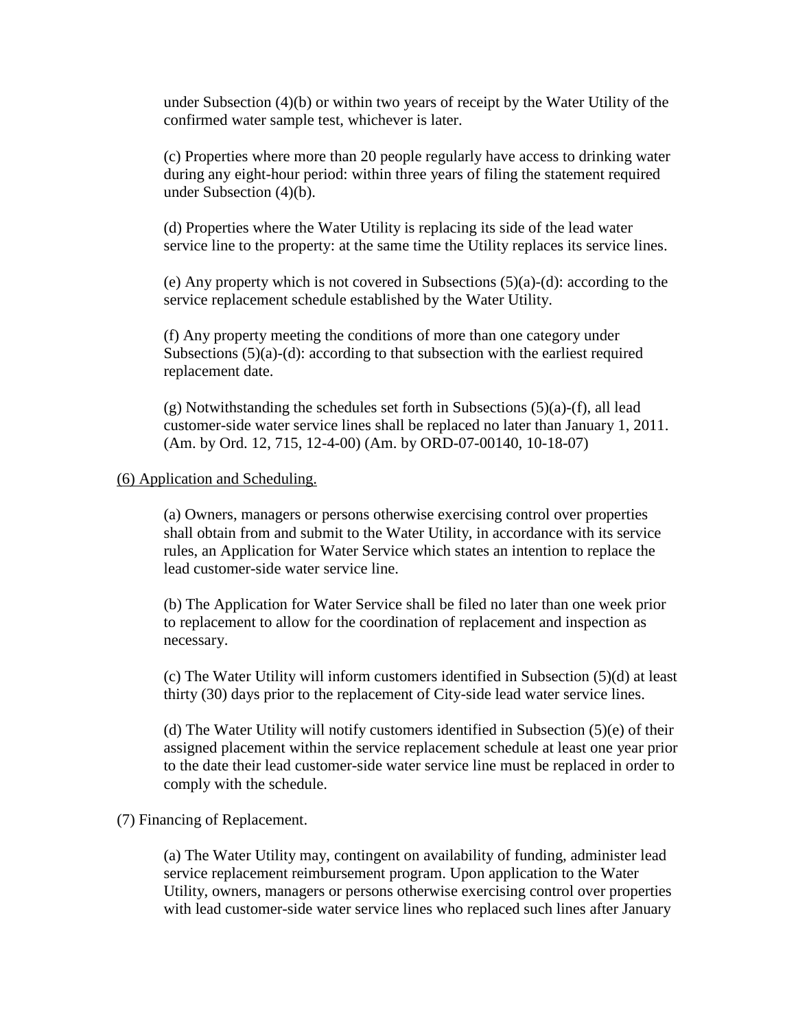under Subsection (4)(b) or within two years of receipt by the Water Utility of the confirmed water sample test, whichever is later.

(c) Properties where more than 20 people regularly have access to drinking water during any eight-hour period: within three years of filing the statement required under Subsection (4)(b).

(d) Properties where the Water Utility is replacing its side of the lead water service line to the property: at the same time the Utility replaces its service lines.

(e) Any property which is not covered in Subsections (5)(a)-(d): according to the service replacement schedule established by the Water Utility.

(f) Any property meeting the conditions of more than one category under Subsections (5)(a)-(d): according to that subsection with the earliest required replacement date.

(g) Notwithstanding the schedules set forth in Subsections (5)(a)-(f), all lead customer-side water service lines shall be replaced no later than January 1, 2011. (Am. by Ord. 12, 715, 12-4-00) (Am. by ORD-07-00140, 10-18-07)

<u>(6) Application and Scheduling.</u>

(a) Owners, managers or persons otherwise exercising control over properties shall obtain from and submit to the Water Utility, in accordance with its service rules, an Application for Water Service which states an intention to replace the lead customer-side water service line.

(b) The Application for Water Service shall be filed no later than one week prior to replacement to allow for the coordination of replacement and inspection as necessary.

(c) The Water Utility will inform customers identified in Subsection (5)(d) at least thirty (30) days prior to the replacement of City-side lead water service lines.

(d) The Water Utility will notify customers identified in Subsection (5)(e) of their assigned placement within the service replacement schedule at least one year prior to the date their lead customer-side water service line must be replaced in order to comply with the schedule.

(7) Financing of Replacement.

(a) The Water Utility may, contingent on availability of funding, administer lead service replacement reimbursement program. Upon application to the Water Utility, owners, managers or persons otherwise exercising control over properties with lead customer-side water service lines who replaced such lines after January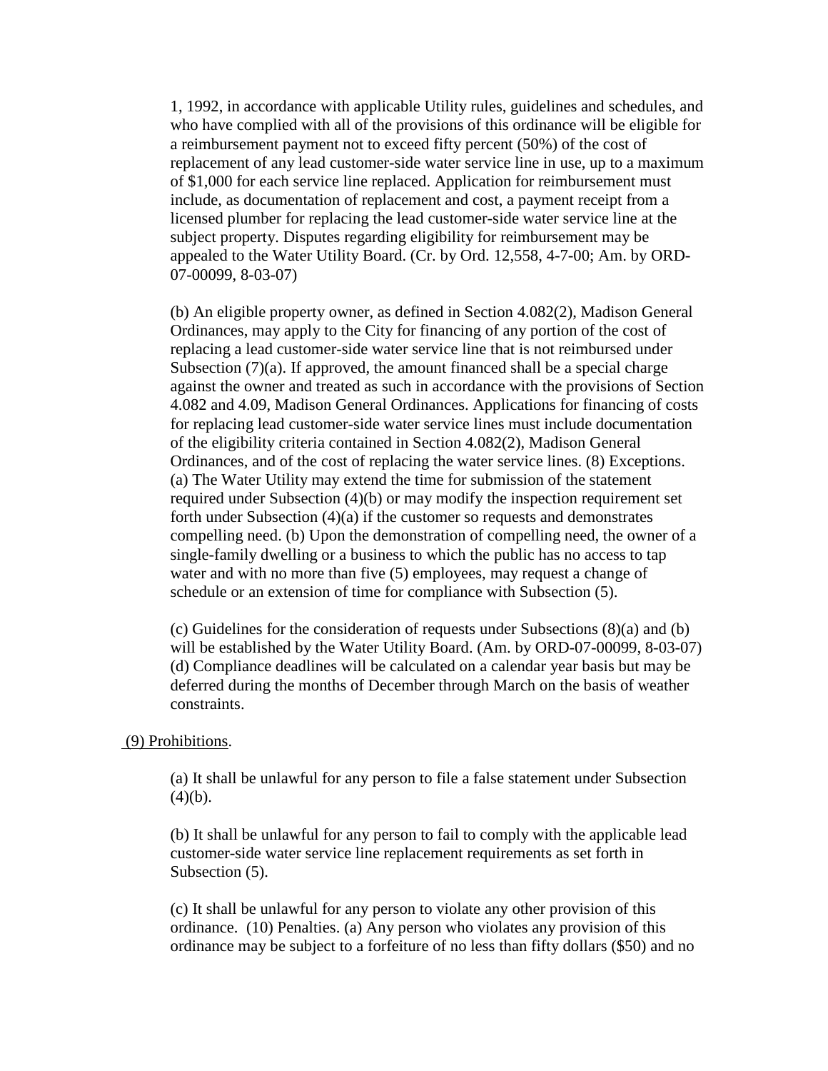1, 1992, in accordance with applicable Utility rules, guidelines and schedules, and who have complied with all of the provisions of this ordinance will be eligible for a reimbursement payment not to exceed fifty percent (50%) of the cost of replacement of any lead customer-side water service line in use, up to a maximum of $1,000 for each service line replaced. Application for reimbursement must include, as documentation of replacement and cost, a payment receipt from a licensed plumber for replacing the lead customer-side water service line at the subject property. Disputes regarding eligibility for reimbursement may be appealed to the Water Utility Board. (Cr. by Ord. 12,558, 4-7-00; Am. by ORD-07-00099, 8-03-07)

(b) An eligible property owner, as defined in Section 4.082(2), Madison General Ordinances, may apply to the City for financing of any portion of the cost of replacing a lead customer-side water service line that is not reimbursed under Subsection (7)(a). If approved, the amount financed shall be a special charge against the owner and treated as such in accordance with the provisions of Section 4.082 and 4.09, Madison General Ordinances. Applications for financing of costs for replacing lead customer-side water service lines must include documentation of the eligibility criteria contained in Section 4.082(2), Madison General Ordinances, and of the cost of replacing the water service lines. (8) Exceptions. (a) The Water Utility may extend the time for submission of the statement required under Subsection (4)(b) or may modify the inspection requirement set forth under Subsection (4)(a) if the customer so requests and demonstrates compelling need. (b) Upon the demonstration of compelling need, the owner of a single-family dwelling or a business to which the public has no access to tap water and with no more than five (5) employees, may request a change of schedule or an extension of time for compliance with Subsection (5).

(c) Guidelines for the consideration of requests under Subsections (8)(a) and (b) will be established by the Water Utility Board. (Am. by ORD-07-00099, 8-03-07) (d) Compliance deadlines will be calculated on a calendar year basis but may be deferred during the months of December through March on the basis of weather constraints.

(9) Prohibitions.

(a) It shall be unlawful for any person to file a false statement under Subsection (4)(b).

(b) It shall be unlawful for any person to fail to comply with the applicable lead customer-side water service line replacement requirements as set forth in Subsection (5).

(c) It shall be unlawful for any person to violate any other provision of this ordinance. (10) Penalties. (a) Any person who violates any provision of this ordinance may be subject to a forfeiture of no less than fifty dollars ($50) and no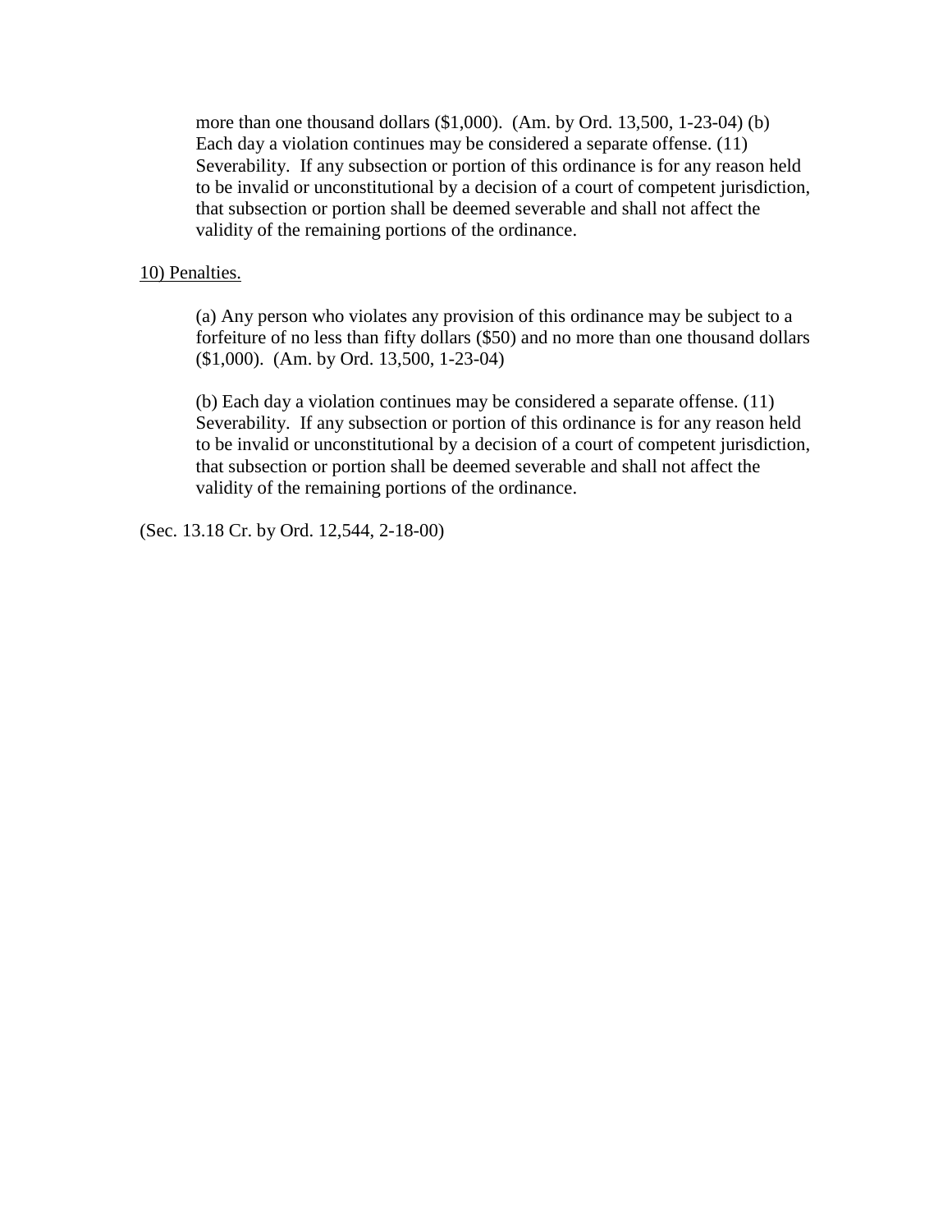more than one thousand dollars ($1,000). (Am. by Ord. 13,500, 1-23-04) (b) Each day a violation continues may be considered a separate offense. (11) Severability. If any subsection or portion of this ordinance is for any reason held to be invalid or unconstitutional by a decision of a court of competent jurisdiction, that subsection or portion shall be deemed severable and shall not affect the validity of the remaining portions of the ordinance.

<u>10) Penalties.</u>

(a) Any person who violates any provision of this ordinance may be subject to a forfeiture of no less than fifty dollars ($50) and no more than one thousand dollars ($1,000). (Am. by Ord. 13,500, 1-23-04)

(b) Each day a violation continues may be considered a separate offense. (11) Severability. If any subsection or portion of this ordinance is for any reason held to be invalid or unconstitutional by a decision of a court of competent jurisdiction, that subsection or portion shall be deemed severable and shall not affect the validity of the remaining portions of the ordinance.

(Sec. 13.18 Cr. by Ord. 12,544, 2-18-00)